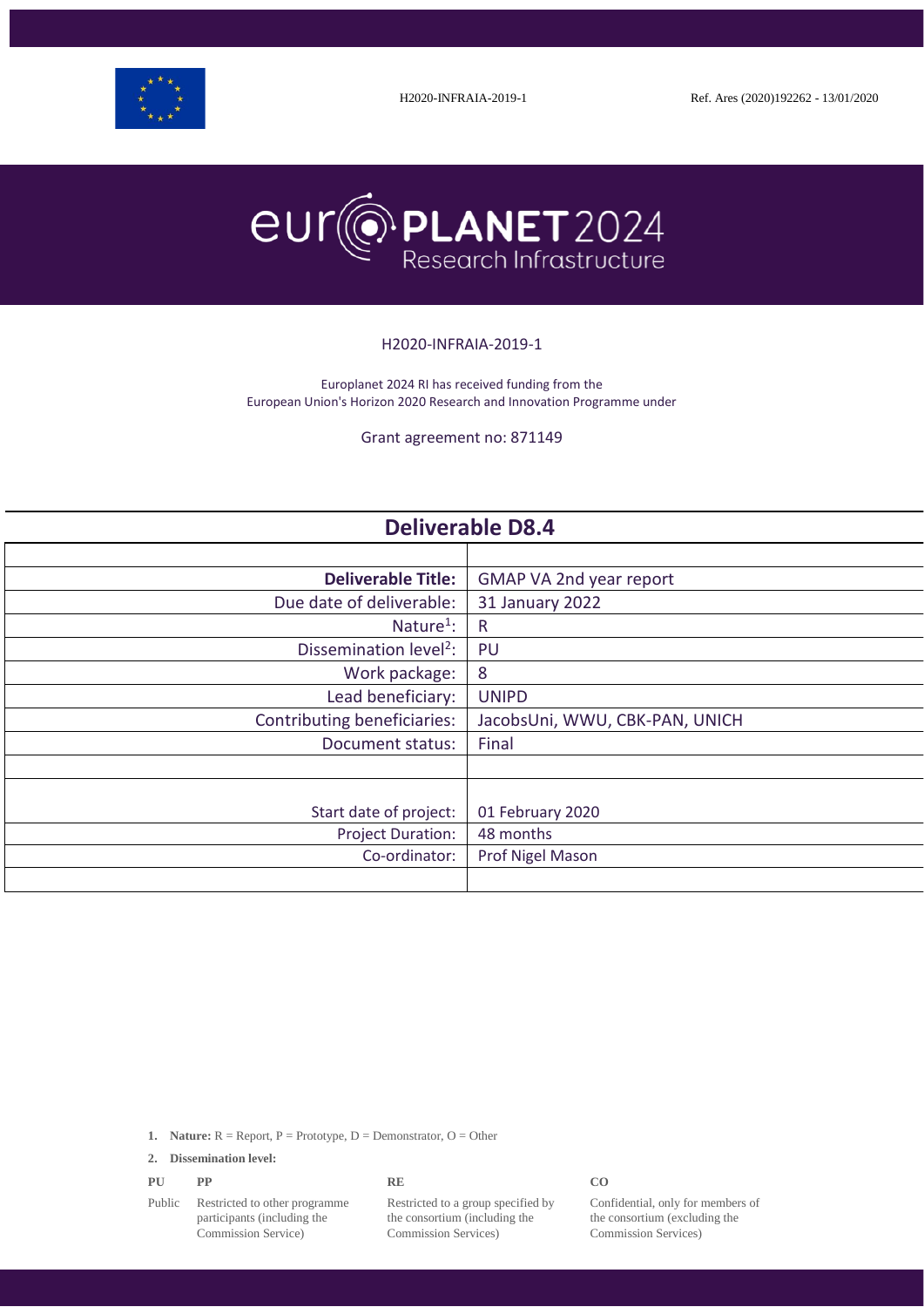H2020-INFRAIA-2019-1 Ref. Ares (2020)192262 - 13/01/2020

# europlanet 2024 Research Infrastructure

H2020-INFRAIA-2019-1

Europlanet 2024 RI has received funding from the European Union's Horizon 2020 Research and Innovation Programme under

Grant agreement no: 871149

## Deliverable D8.4

| | |
|---|---|
| **Deliverable Title:** | GMAP VA 2nd year report |
| Due date of deliverable: | 31 January 2022 |
| Nature[1]: | R |
| Dissemination level[2]: | PU |
| Work package: | 8 |
| Lead beneficiary: | UNIPD |
| Contributing beneficiaries: | JacobsUni, WWU, CBK-PAN, UNICH |
| Document status: | Final |
| | |
| Start date of project: | 01 February 2020 |
| Project Duration: | 48 months |
| Co-ordinator: | Prof Nigel Mason |

1. **Nature:** R = Report, P = Prototype, D = Demonstrator, O = Other

2. **Dissemination level:**

| **PU** | **PP** | **RE** | **CO** |
|---|---|---|---|
| Public | Restricted to other programme participants (including the Commission Service) | Restricted to a group specified by the consortium (including the Commission Services) | Confidential, only for members of the consortium (excluding the Commission Services) |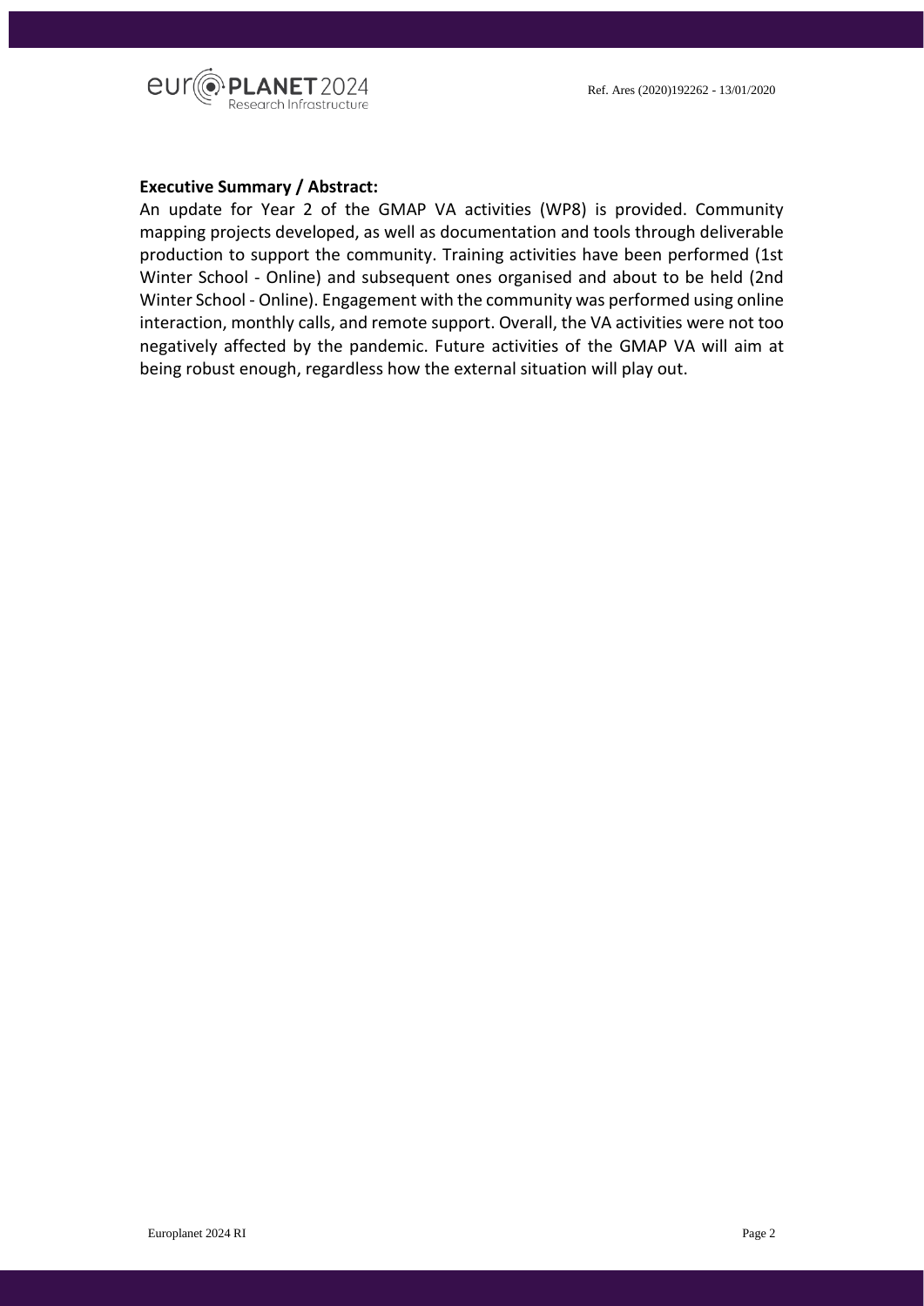**Executive Summary / Abstract:**

An update for Year 2 of the GMAP VA activities (WP8) is provided. Community mapping projects developed, as well as documentation and tools through deliverable production to support the community. Training activities have been performed (1st Winter School - Online) and subsequent ones organised and about to be held (2nd Winter School - Online). Engagement with the community was performed using online interaction, monthly calls, and remote support. Overall, the VA activities were not too negatively affected by the pandemic. Future activities of the GMAP VA will aim at being robust enough, regardless how the external situation will play out.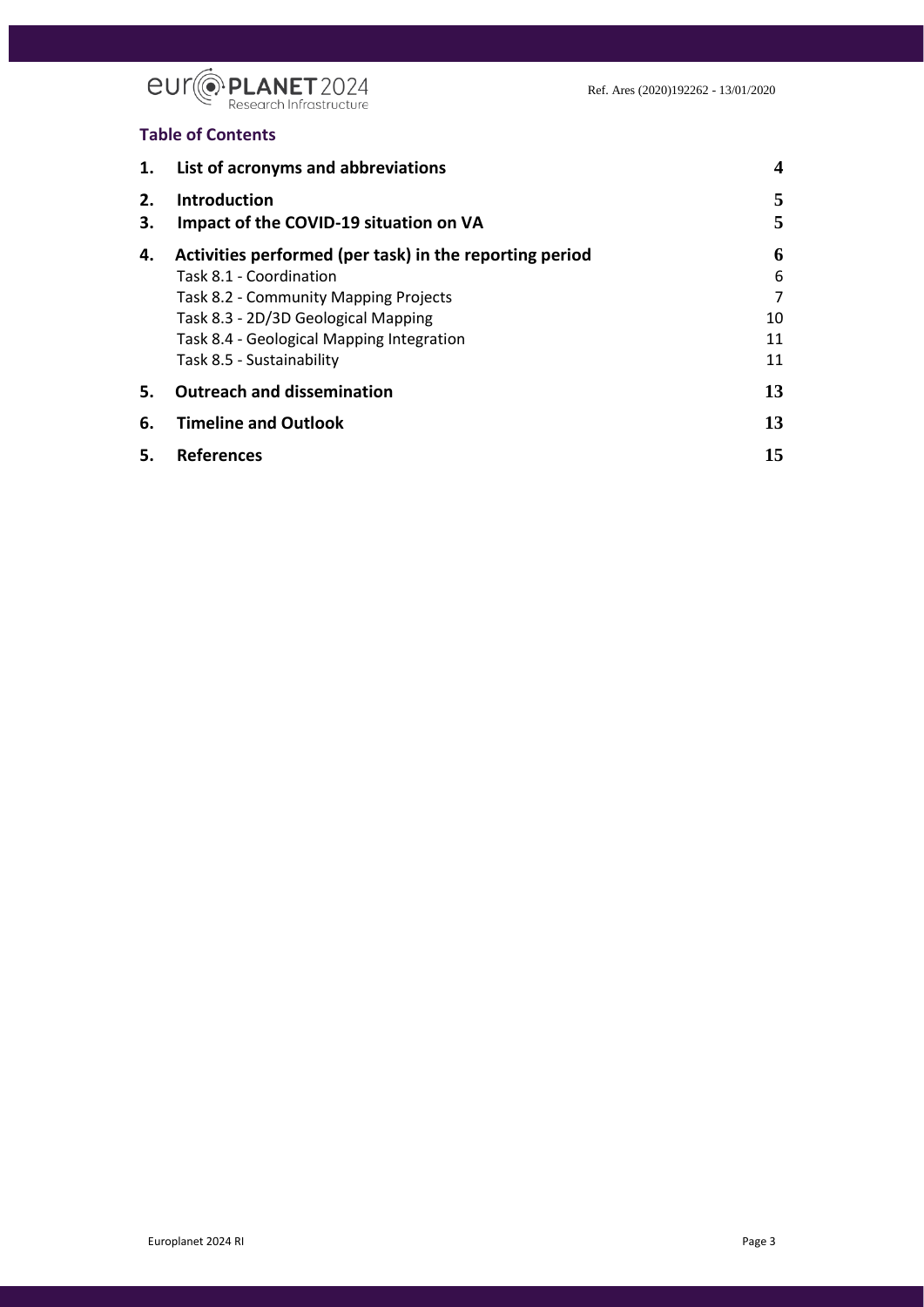## Table of Contents

| | | |
|---|---|---|
| **1.** | **List of acronyms and abbreviations** | **4** |
| **2.** | **Introduction** | **5** |
| **3.** | **Impact of the COVID-19 situation on VA** | **5** |
| **4.** | **Activities performed (per task) in the reporting period** | **6** |
| | Task 8.1 - Coordination | 6 |
| | Task 8.2 - Community Mapping Projects | 7 |
| | Task 8.3 - 2D/3D Geological Mapping | 10 |
| | Task 8.4 - Geological Mapping Integration | 11 |
| | Task 8.5 - Sustainability | 11 |
| **5.** | **Outreach and dissemination** | **13** |
| **6.** | **Timeline and Outlook** | **13** |
| **5.** | **References** | **15** |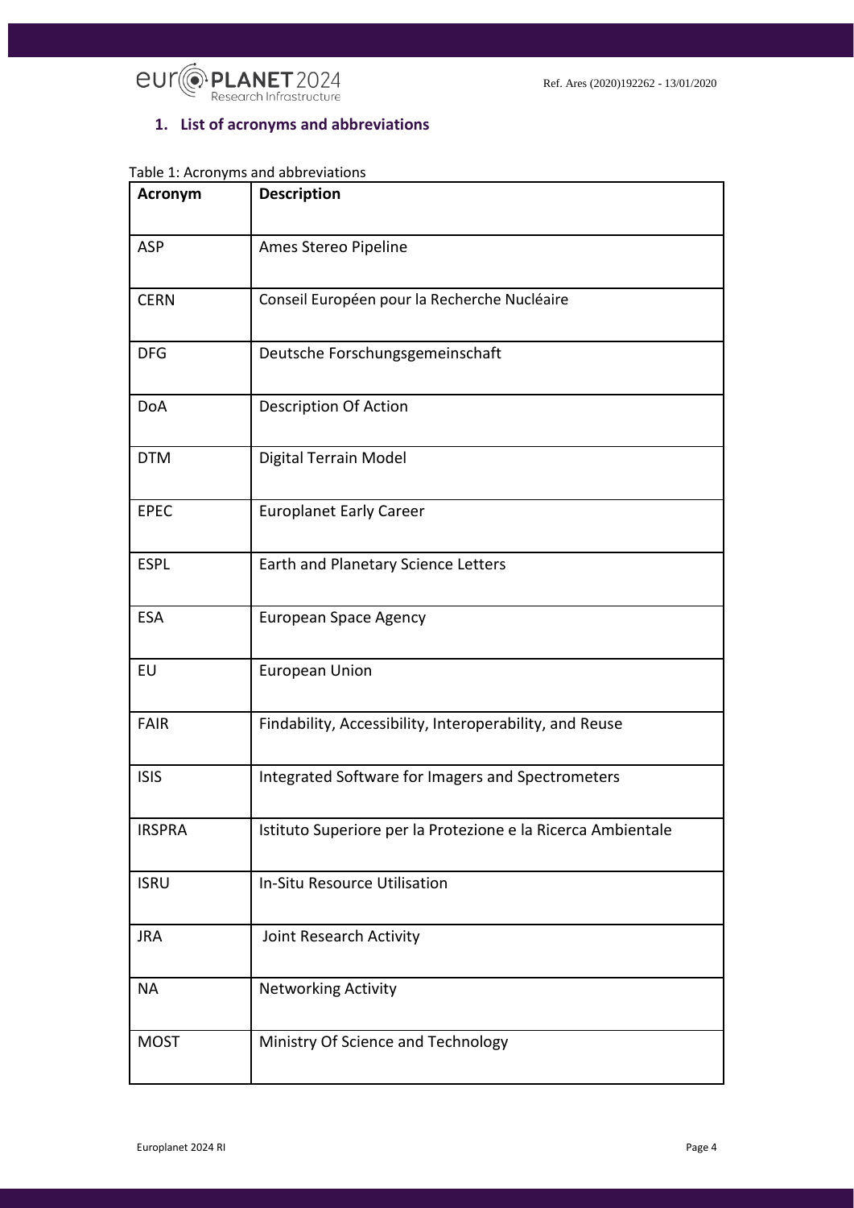## 1. List of acronyms and abbreviations

Table 1: Acronyms and abbreviations

| Acronym | Description |
|---|---|
| ASP | Ames Stereo Pipeline |
| CERN | Conseil Européen pour la Recherche Nucléaire |
| DFG | Deutsche Forschungsgemeinschaft |
| DoA | Description Of Action |
| DTM | Digital Terrain Model |
| EPEC | Europlanet Early Career |
| ESPL | Earth and Planetary Science Letters |
| ESA | European Space Agency |
| EU | European Union |
| FAIR | Findability, Accessibility, Interoperability, and Reuse |
| ISIS | Integrated Software for Imagers and Spectrometers |
| IRSPRA | Istituto Superiore per la Protezione e la Ricerca Ambientale |
| ISRU | In-Situ Resource Utilisation |
| JRA | Joint Research Activity |
| NA | Networking Activity |
| MOST | Ministry Of Science and Technology |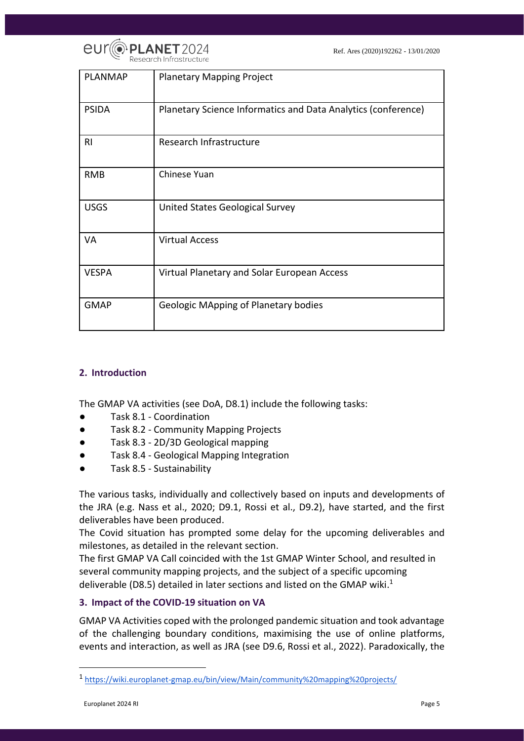| PLANMAP | Planetary Mapping Project |
|---|---|
| PSIDA | Planetary Science Informatics and Data Analytics (conference) |
| RI | Research Infrastructure |
| RMB | Chinese Yuan |
| USGS | United States Geological Survey |
| VA | Virtual Access |
| VESPA | Virtual Planetary and Solar European Access |
| GMAP | Geologic MApping of Planetary bodies |

## 2. Introduction

The GMAP VA activities (see DoA, D8.1) include the following tasks:

- Task 8.1 - Coordination
- Task 8.2 - Community Mapping Projects
- Task 8.3 - 2D/3D Geological mapping
- Task 8.4 - Geological Mapping Integration
- Task 8.5 - Sustainability

The various tasks, individually and collectively based on inputs and developments of the JRA (e.g. Nass et al., 2020; D9.1, Rossi et al., D9.2), have started, and the first deliverables have been produced.

The Covid situation has prompted some delay for the upcoming deliverables and milestones, as detailed in the relevant section.

The first GMAP VA Call coincided with the 1st GMAP Winter School, and resulted in several community mapping projects, and the subject of a specific upcoming deliverable (D8.5) detailed in later sections and listed on the GMAP wiki.[1]

## 3. Impact of the COVID-19 situation on VA

GMAP VA Activities coped with the prolonged pandemic situation and took advantage of the challenging boundary conditions, maximising the use of online platforms, events and interaction, as well as JRA (see D9.6, Rossi et al., 2022). Paradoxically, the

[1] https://wiki.europlanet-gmap.eu/bin/view/Main/community%20mapping%20projects/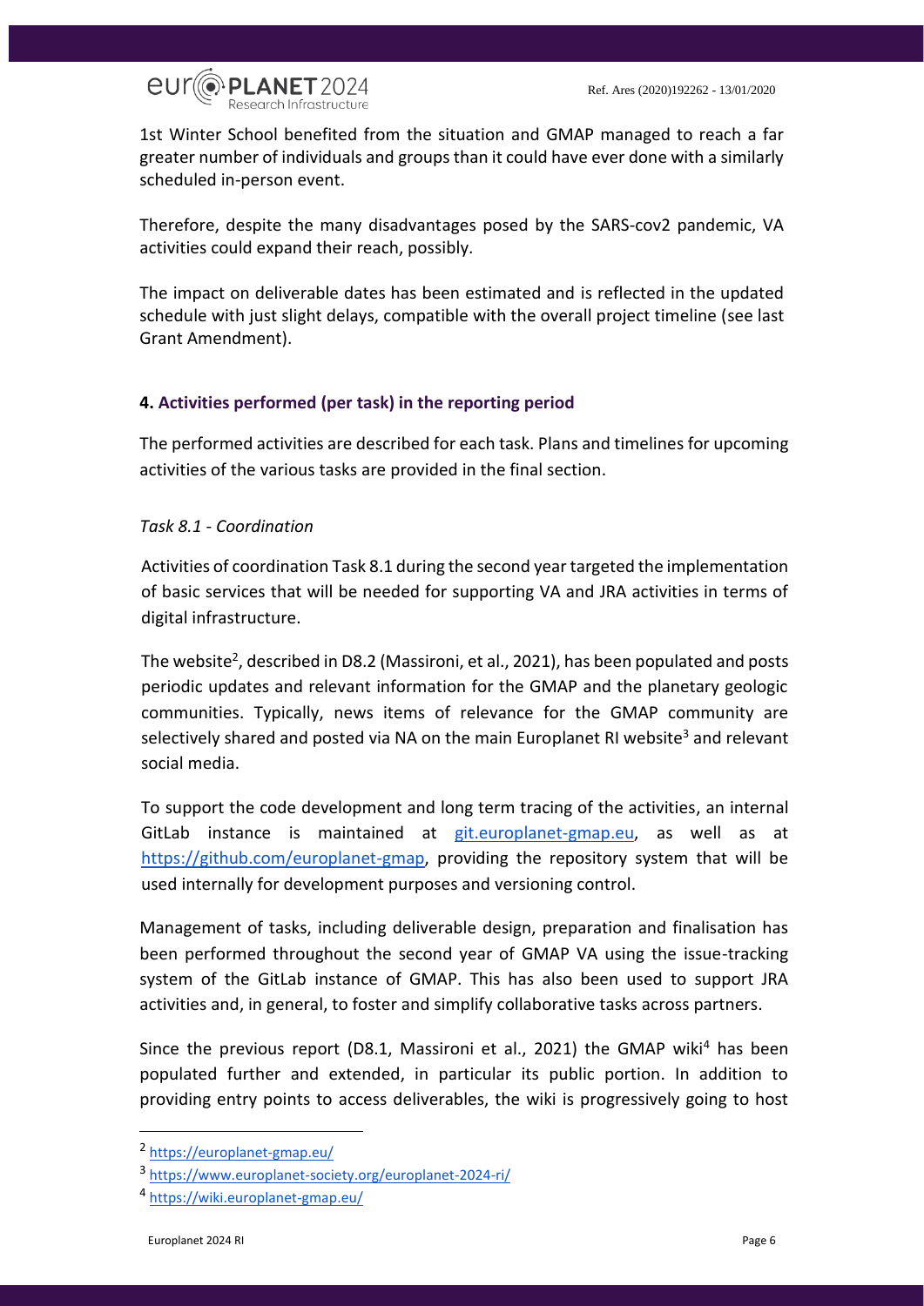1st Winter School benefited from the situation and GMAP managed to reach a far greater number of individuals and groups than it could have ever done with a similarly scheduled in-person event.

Therefore, despite the many disadvantages posed by the SARS-cov2 pandemic, VA activities could expand their reach, possibly.

The impact on deliverable dates has been estimated and is reflected in the updated schedule with just slight delays, compatible with the overall project timeline (see last Grant Amendment).

## 4. Activities performed (per task) in the reporting period

The performed activities are described for each task. Plans and timelines for upcoming activities of the various tasks are provided in the final section.

### *Task 8.1 - Coordination*

Activities of coordination Task 8.1 during the second year targeted the implementation of basic services that will be needed for supporting VA and JRA activities in terms of digital infrastructure.

The website[2], described in D8.2 (Massironi, et al., 2021), has been populated and posts periodic updates and relevant information for the GMAP and the planetary geologic communities. Typically, news items of relevance for the GMAP community are selectively shared and posted via NA on the main Europlanet RI website[3] and relevant social media.

To support the code development and long term tracing of the activities, an internal GitLab instance is maintained at git.europlanet-gmap.eu, as well as at https://github.com/europlanet-gmap, providing the repository system that will be used internally for development purposes and versioning control.

Management of tasks, including deliverable design, preparation and finalisation has been performed throughout the second year of GMAP VA using the issue-tracking system of the GitLab instance of GMAP. This has also been used to support JRA activities and, in general, to foster and simplify collaborative tasks across partners.

Since the previous report (D8.1, Massironi et al., 2021) the GMAP wiki[4] has been populated further and extended, in particular its public portion. In addition to providing entry points to access deliverables, the wiki is progressively going to host

[2] https://europlanet-gmap.eu/

[3] https://www.europlanet-society.org/europlanet-2024-ri/

[4] https://wiki.europlanet-gmap.eu/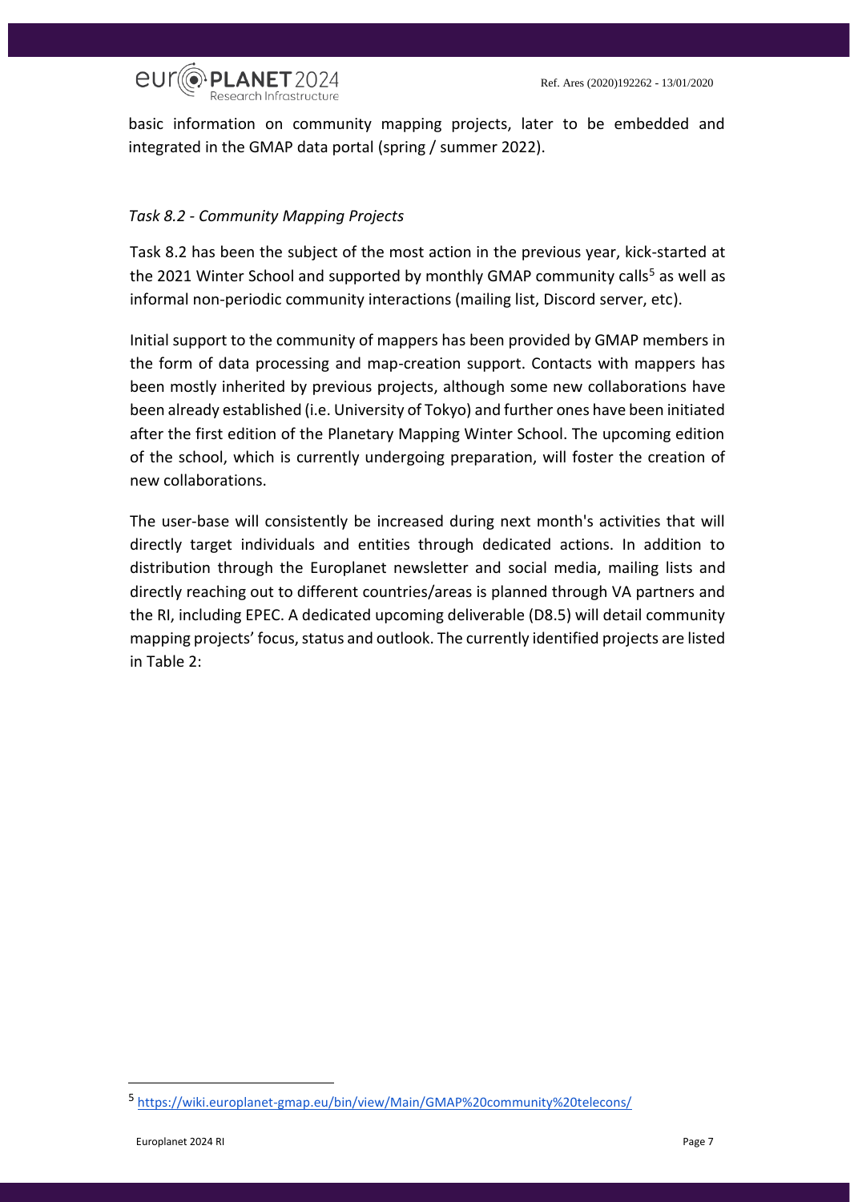basic information on community mapping projects, later to be embedded and integrated in the GMAP data portal (spring / summer 2022).

### *Task 8.2 - Community Mapping Projects*

Task 8.2 has been the subject of the most action in the previous year, kick-started at the 2021 Winter School and supported by monthly GMAP community calls[5] as well as informal non-periodic community interactions (mailing list, Discord server, etc).

Initial support to the community of mappers has been provided by GMAP members in the form of data processing and map-creation support. Contacts with mappers has been mostly inherited by previous projects, although some new collaborations have been already established (i.e. University of Tokyo) and further ones have been initiated after the first edition of the Planetary Mapping Winter School. The upcoming edition of the school, which is currently undergoing preparation, will foster the creation of new collaborations.

The user-base will consistently be increased during next month's activities that will directly target individuals and entities through dedicated actions. In addition to distribution through the Europlanet newsletter and social media, mailing lists and directly reaching out to different countries/areas is planned through VA partners and the RI, including EPEC. A dedicated upcoming deliverable (D8.5) will detail community mapping projects' focus, status and outlook. The currently identified projects are listed in Table 2:

---

[5] https://wiki.europlanet-gmap.eu/bin/view/Main/GMAP%20community%20telecons/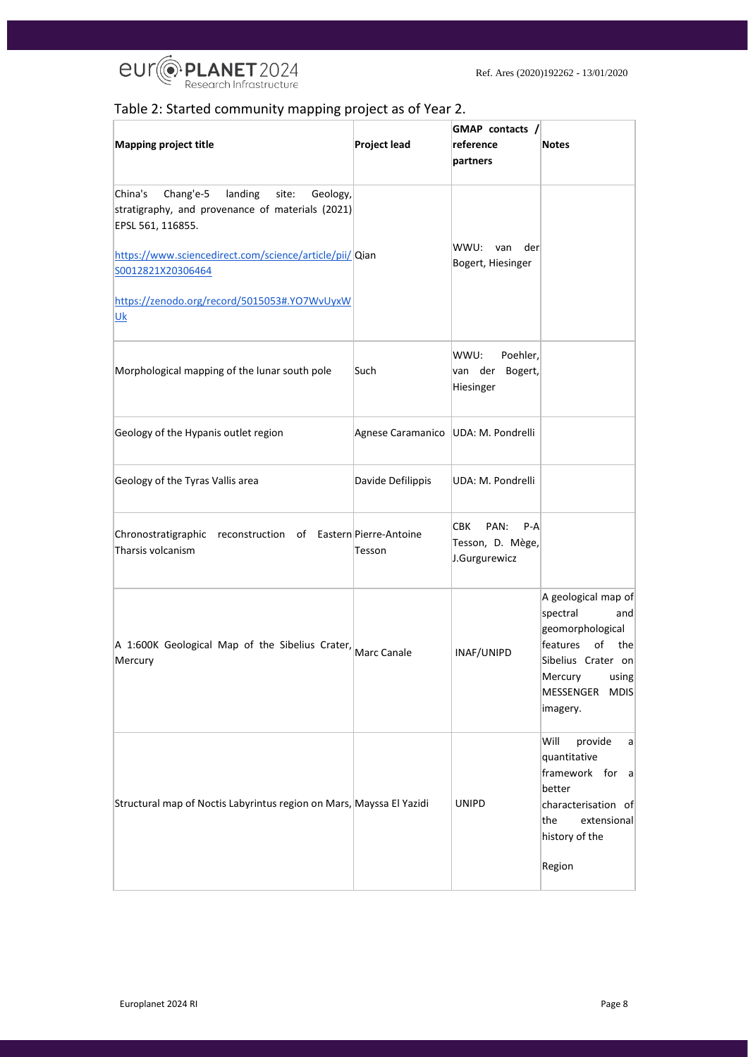## Table 2: Started community mapping project as of Year 2.

| Mapping project title | Project lead | GMAP contacts / reference partners | Notes |
|---|---|---|---|
| China's Chang'e-5 landing site: Geology, stratigraphy, and provenance of materials (2021) EPSL 561, 116855. https://www.sciencedirect.com/science/article/pii/S0012821X20306464 https://zenodo.org/record/5015053#.YO7WvUyxWUk | Qian | WWU: van der Bogert, Hiesinger | |
| Morphological mapping of the lunar south pole | Such | WWU: Poehler, van der Bogert, Hiesinger | |
| Geology of the Hypanis outlet region | Agnese Caramanico | UDA: M. Pondrelli | |
| Geology of the Tyras Vallis area | Davide Defilippis | UDA: M. Pondrelli | |
| Chronostratigraphic reconstruction of Eastern Tharsis volcanism | Pierre-Antoine Tesson | CBK PAN: P-A Tesson, D. Mège, J.Gurgurewicz | |
| A 1:600K Geological Map of the Sibelius Crater, Mercury | Marc Canale | INAF/UNIPD | A geological map of spectral and geomorphological features of the Sibelius Crater on Mercury using MESSENGER MDIS imagery. |
| Structural map of Noctis Labyrintus region on Mars, | Mayssa El Yazidi | UNIPD | Will provide a quantitative framework for a better characterisation of the extensional history of the Region |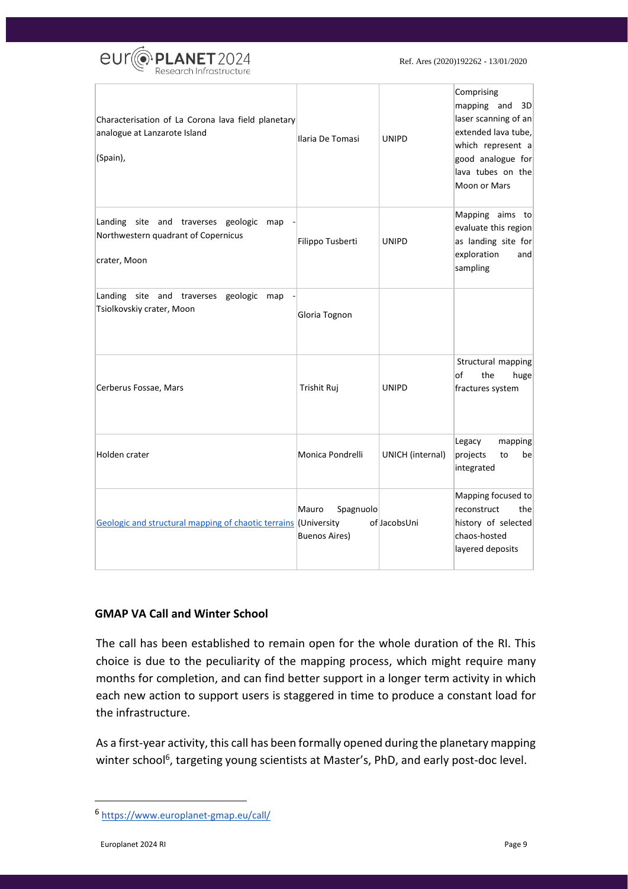| | | | |
|---|---|---|---|
| Characterisation of La Corona lava field planetary analogue at Lanzarote Island (Spain), | Ilaria De Tomasi | UNIPD | Comprising mapping and 3D laser scanning of an extended lava tube, which represent a good analogue for lava tubes on the Moon or Mars |
| Landing site and traverses geologic map - Northwestern quadrant of Copernicus crater, Moon | Filippo Tusberti | UNIPD | Mapping aims to evaluate this region as landing site for exploration and sampling |
| Landing site and traverses geologic map - Tsiolkovskiy crater, Moon | Gloria Tognon | | |
| Cerberus Fossae, Mars | Trishit Ruj | UNIPD | Structural mapping of the huge fractures system |
| Holden crater | Monica Pondrelli | UNICH (internal) | Legacy mapping projects to be integrated |
| Geologic and structural mapping of chaotic terrains | Mauro Spagnuolo (University of Buenos Aires) | JacobsUni | Mapping focused to reconstruct the history of selected chaos-hosted layered deposits |

## GMAP VA Call and Winter School

The call has been established to remain open for the whole duration of the RI. This choice is due to the peculiarity of the mapping process, which might require many months for completion, and can find better support in a longer term activity in which each new action to support users is staggered in time to produce a constant load for the infrastructure.

As a first-year activity, this call has been formally opened during the planetary mapping winter school[6], targeting young scientists at Master's, PhD, and early post-doc level.

[6] https://www.europlanet-gmap.eu/call/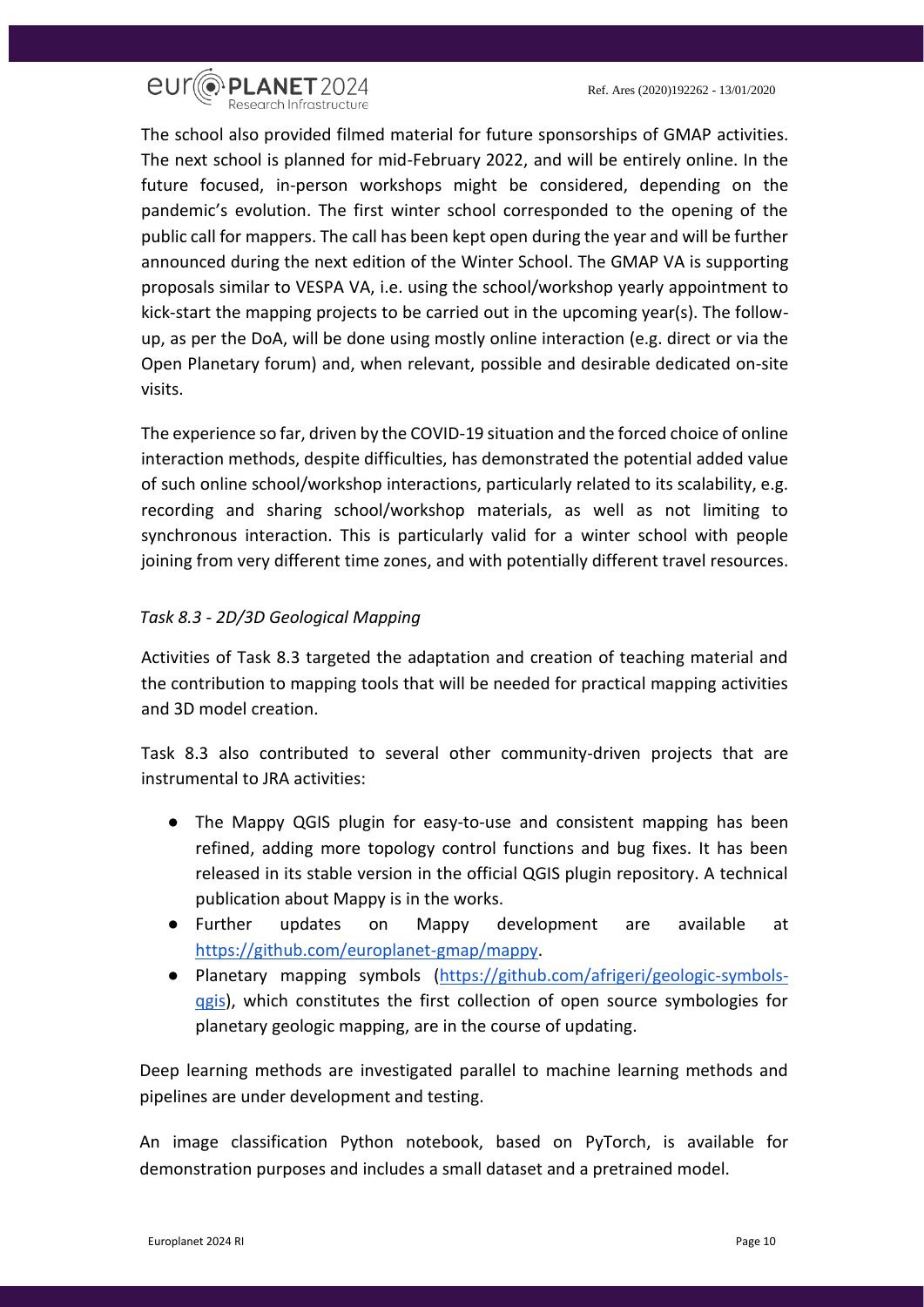The school also provided filmed material for future sponsorships of GMAP activities. The next school is planned for mid-February 2022, and will be entirely online. In the future focused, in-person workshops might be considered, depending on the pandemic's evolution. The first winter school corresponded to the opening of the public call for mappers. The call has been kept open during the year and will be further announced during the next edition of the Winter School. The GMAP VA is supporting proposals similar to VESPA VA, i.e. using the school/workshop yearly appointment to kick-start the mapping projects to be carried out in the upcoming year(s). The follow-up, as per the DoA, will be done using mostly online interaction (e.g. direct or via the Open Planetary forum) and, when relevant, possible and desirable dedicated on-site visits.

The experience so far, driven by the COVID-19 situation and the forced choice of online interaction methods, despite difficulties, has demonstrated the potential added value of such online school/workshop interactions, particularly related to its scalability, e.g. recording and sharing school/workshop materials, as well as not limiting to synchronous interaction. This is particularly valid for a winter school with people joining from very different time zones, and with potentially different travel resources.

### *Task 8.3 - 2D/3D Geological Mapping*

Activities of Task 8.3 targeted the adaptation and creation of teaching material and the contribution to mapping tools that will be needed for practical mapping activities and 3D model creation.

Task 8.3 also contributed to several other community-driven projects that are instrumental to JRA activities:

- The Mappy QGIS plugin for easy-to-use and consistent mapping has been refined, adding more topology control functions and bug fixes. It has been released in its stable version in the official QGIS plugin repository. A technical publication about Mappy is in the works.
- Further updates on Mappy development are available at [https://github.com/europlanet-gmap/mappy](https://github.com/europlanet-gmap/mappy).
- Planetary mapping symbols ([https://github.com/afrigeri/geologic-symbols-qgis](https://github.com/afrigeri/geologic-symbols-qgis)), which constitutes the first collection of open source symbologies for planetary geologic mapping, are in the course of updating.

Deep learning methods are investigated parallel to machine learning methods and pipelines are under development and testing.

An image classification Python notebook, based on PyTorch, is available for demonstration purposes and includes a small dataset and a pretrained model.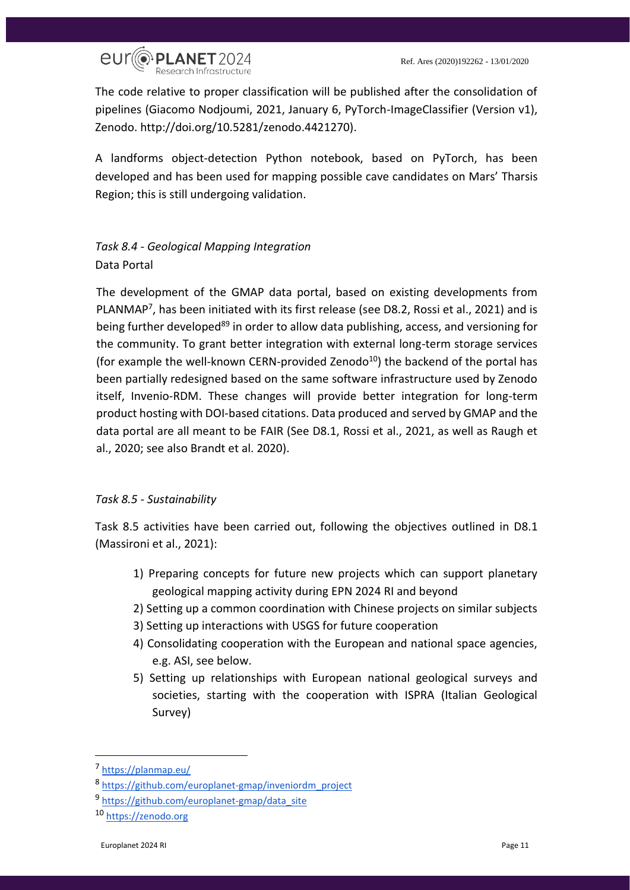The code relative to proper classification will be published after the consolidation of pipelines (Giacomo Nodjoumi, 2021, January 6, PyTorch-ImageClassifier (Version v1), Zenodo. http://doi.org/10.5281/zenodo.4421270).

A landforms object-detection Python notebook, based on PyTorch, has been developed and has been used for mapping possible cave candidates on Mars' Tharsis Region; this is still undergoing validation.

*Task 8.4 - Geological Mapping Integration*

Data Portal

The development of the GMAP data portal, based on existing developments from PLANMAP[7], has been initiated with its first release (see D8.2, Rossi et al., 2021) and is being further developed[8][9] in order to allow data publishing, access, and versioning for the community. To grant better integration with external long-term storage services (for example the well-known CERN-provided Zenodo[10]) the backend of the portal has been partially redesigned based on the same software infrastructure used by Zenodo itself, Invenio-RDM. These changes will provide better integration for long-term product hosting with DOI-based citations. Data produced and served by GMAP and the data portal are all meant to be FAIR (See D8.1, Rossi et al., 2021, as well as Raugh et al., 2020; see also Brandt et al. 2020).

*Task 8.5 - Sustainability*

Task 8.5 activities have been carried out, following the objectives outlined in D8.1 (Massironi et al., 2021):

1) Preparing concepts for future new projects which can support planetary geological mapping activity during EPN 2024 RI and beyond
2) Setting up a common coordination with Chinese projects on similar subjects
3) Setting up interactions with USGS for future cooperation
4) Consolidating cooperation with the European and national space agencies, e.g. ASI, see below.
5) Setting up relationships with European national geological surveys and societies, starting with the cooperation with ISPRA (Italian Geological Survey)

---

[7] https://planmap.eu/

[8] https://github.com/europlanet-gmap/inveniordm_project

[9] https://github.com/europlanet-gmap/data_site

[10] https://zenodo.org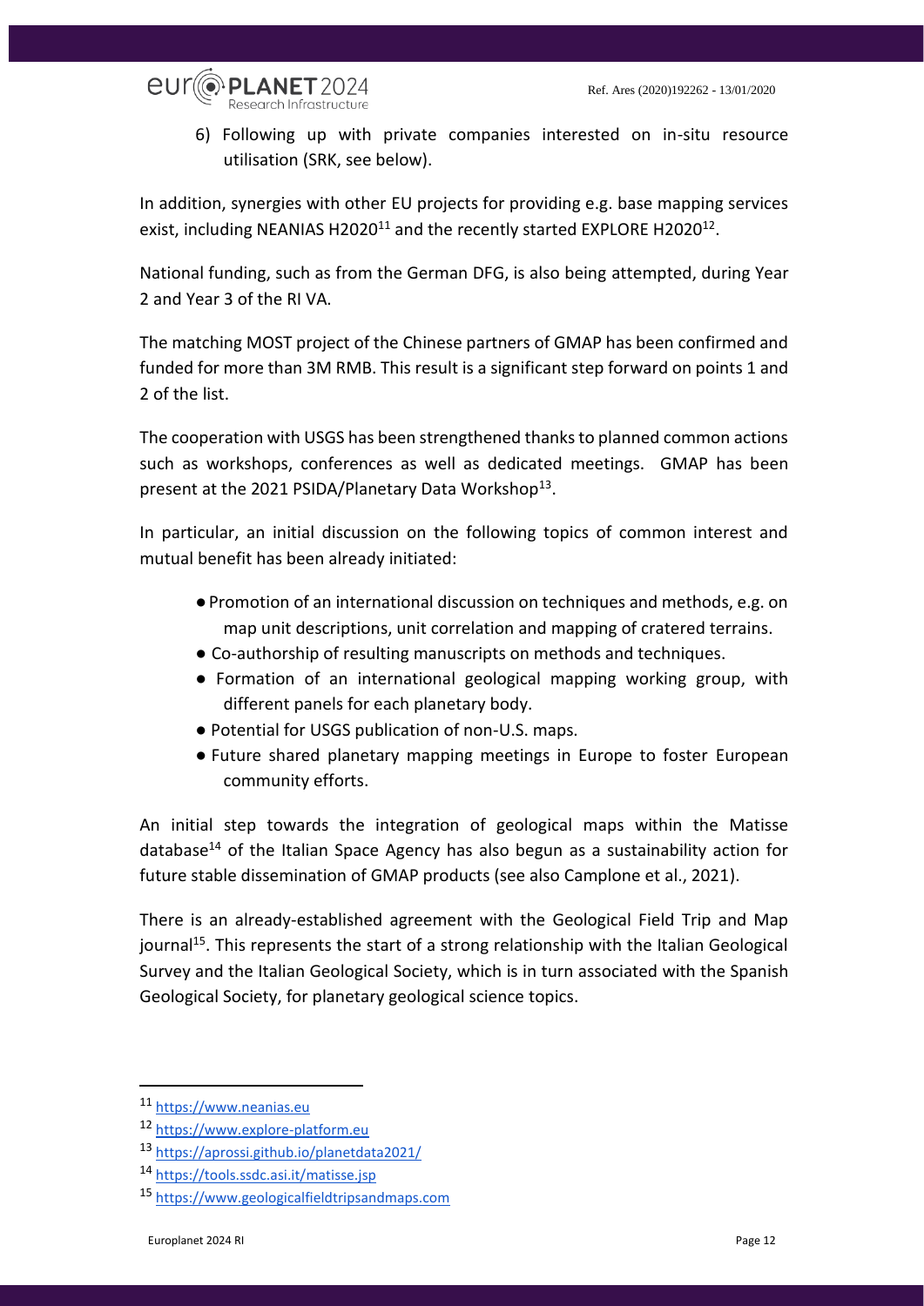6) Following up with private companies interested on in-situ resource utilisation (SRK, see below).

In addition, synergies with other EU projects for providing e.g. base mapping services exist, including NEANIAS H2020[11] and the recently started EXPLORE H2020[12].

National funding, such as from the German DFG, is also being attempted, during Year 2 and Year 3 of the RI VA.

The matching MOST project of the Chinese partners of GMAP has been confirmed and funded for more than 3M RMB. This result is a significant step forward on points 1 and 2 of the list.

The cooperation with USGS has been strengthened thanks to planned common actions such as workshops, conferences as well as dedicated meetings. GMAP has been present at the 2021 PSIDA/Planetary Data Workshop[13].

In particular, an initial discussion on the following topics of common interest and mutual benefit has been already initiated:

- Promotion of an international discussion on techniques and methods, e.g. on map unit descriptions, unit correlation and mapping of cratered terrains.
- Co-authorship of resulting manuscripts on methods and techniques.
- Formation of an international geological mapping working group, with different panels for each planetary body.
- Potential for USGS publication of non-U.S. maps.
- Future shared planetary mapping meetings in Europe to foster European community efforts.

An initial step towards the integration of geological maps within the Matisse database[14] of the Italian Space Agency has also begun as a sustainability action for future stable dissemination of GMAP products (see also Camplone et al., 2021).

There is an already-established agreement with the Geological Field Trip and Map journal[15]. This represents the start of a strong relationship with the Italian Geological Survey and the Italian Geological Society, which is in turn associated with the Spanish Geological Society, for planetary geological science topics.

---

[11] https://www.neanias.eu

[12] https://www.explore-platform.eu

[13] https://aprossi.github.io/planetdata2021/

[14] https://tools.ssdc.asi.it/matisse.jsp

[15] https://www.geologicalfieldtripsandmaps.com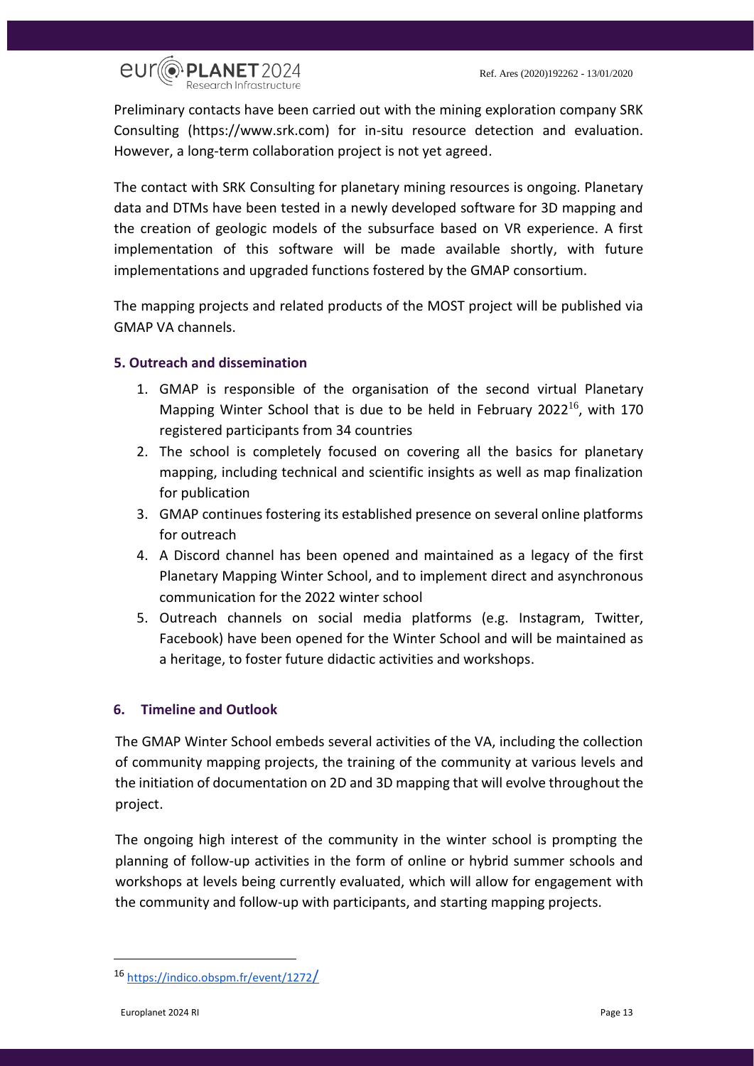Preliminary contacts have been carried out with the mining exploration company SRK Consulting (https://www.srk.com) for in-situ resource detection and evaluation. However, a long-term collaboration project is not yet agreed.

The contact with SRK Consulting for planetary mining resources is ongoing. Planetary data and DTMs have been tested in a newly developed software for 3D mapping and the creation of geologic models of the subsurface based on VR experience. A first implementation of this software will be made available shortly, with future implementations and upgraded functions fostered by the GMAP consortium.

The mapping projects and related products of the MOST project will be published via GMAP VA channels.

### 5. Outreach and dissemination

1. GMAP is responsible of the organisation of the second virtual Planetary Mapping Winter School that is due to be held in February 2022[16], with 170 registered participants from 34 countries
2. The school is completely focused on covering all the basics for planetary mapping, including technical and scientific insights as well as map finalization for publication
3. GMAP continues fostering its established presence on several online platforms for outreach
4. A Discord channel has been opened and maintained as a legacy of the first Planetary Mapping Winter School, and to implement direct and asynchronous communication for the 2022 winter school
5. Outreach channels on social media platforms (e.g. Instagram, Twitter, Facebook) have been opened for the Winter School and will be maintained as a heritage, to foster future didactic activities and workshops.

### 6. Timeline and Outlook

The GMAP Winter School embeds several activities of the VA, including the collection of community mapping projects, the training of the community at various levels and the initiation of documentation on 2D and 3D mapping that will evolve throughout the project.

The ongoing high interest of the community in the winter school is prompting the planning of follow-up activities in the form of online or hybrid summer schools and workshops at levels being currently evaluated, which will allow for engagement with the community and follow-up with participants, and starting mapping projects.

[16] https://indico.obspm.fr/event/1272/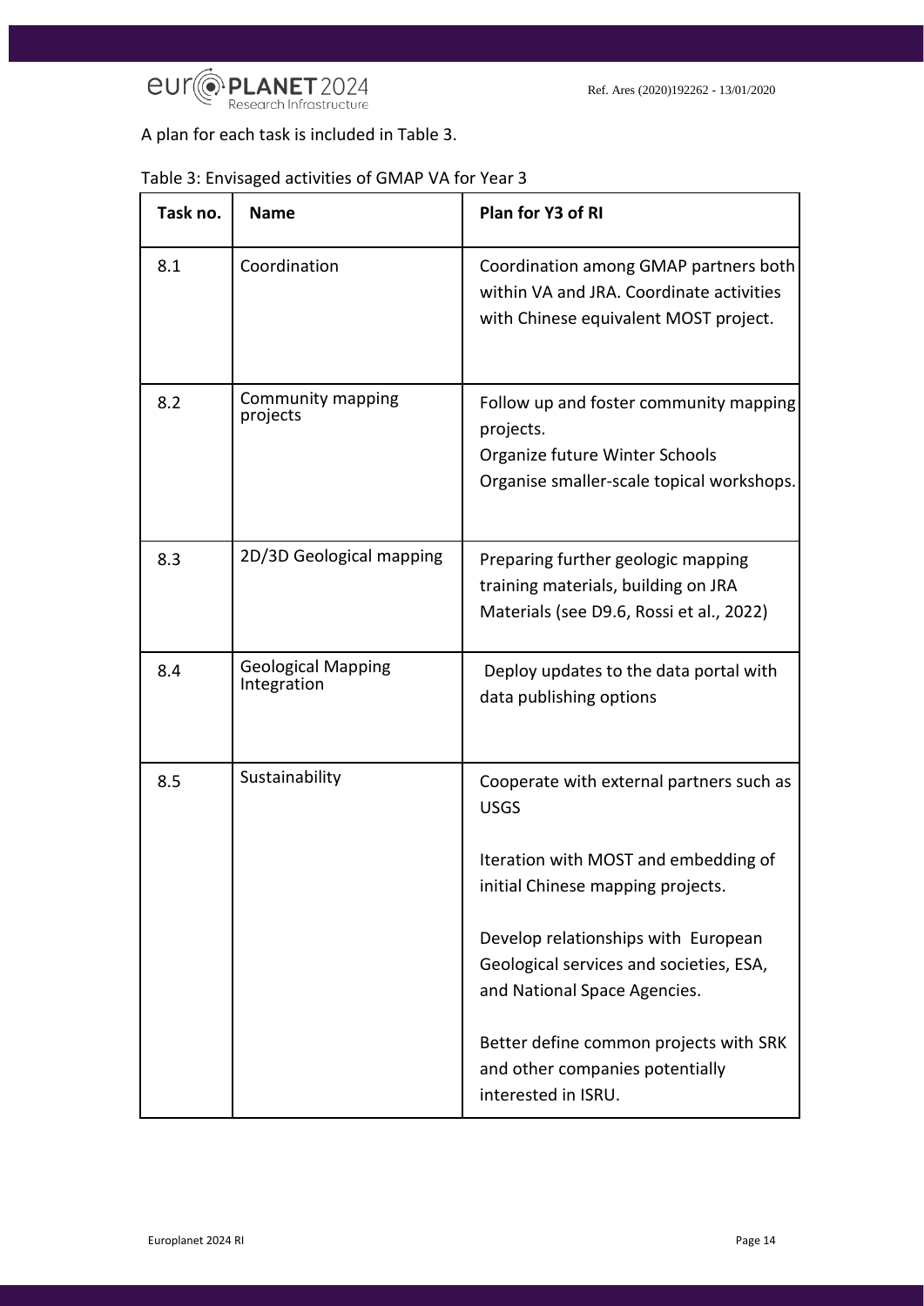A plan for each task is included in Table 3.

Table 3: Envisaged activities of GMAP VA for Year 3

| Task no. | Name | Plan for Y3 of RI |
|---|---|---|
| 8.1 | Coordination | Coordination among GMAP partners both within VA and JRA. Coordinate activities with Chinese equivalent MOST project. |
| 8.2 | Community mapping projects | Follow up and foster community mapping projects.<br>Organize future Winter Schools<br>Organise smaller-scale topical workshops. |
| 8.3 | 2D/3D Geological mapping | Preparing further geologic mapping training materials, building on JRA Materials (see D9.6, Rossi et al., 2022) |
| 8.4 | Geological Mapping Integration | Deploy updates to the data portal with data publishing options |
| 8.5 | Sustainability | Cooperate with external partners such as USGS<br><br>Iteration with MOST and embedding of initial Chinese mapping projects.<br><br>Develop relationships with European Geological services and societies, ESA, and National Space Agencies.<br><br>Better define common projects with SRK and other companies potentially interested in ISRU. |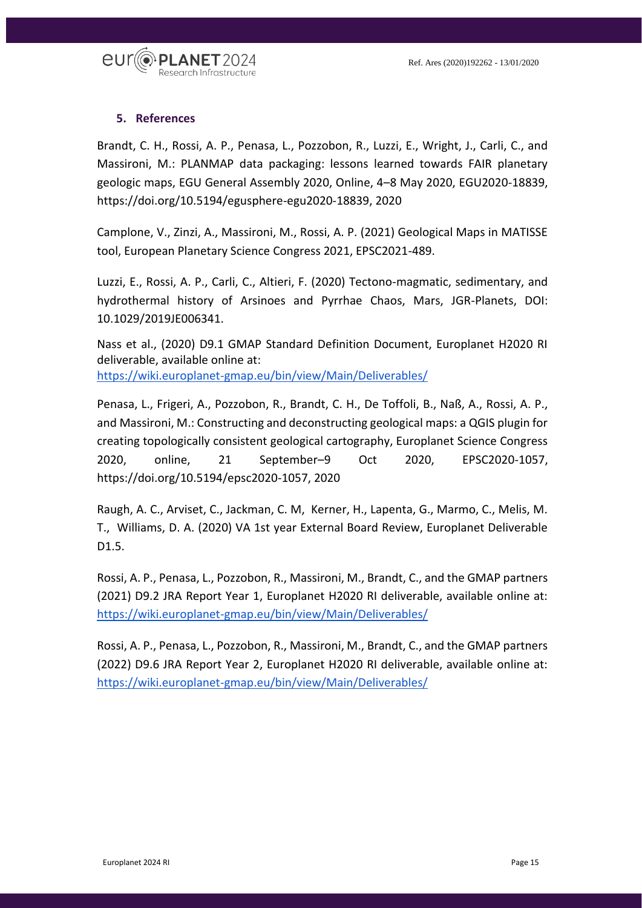## 5. References

Brandt, C. H., Rossi, A. P., Penasa, L., Pozzobon, R., Luzzi, E., Wright, J., Carli, C., and Massironi, M.: PLANMAP data packaging: lessons learned towards FAIR planetary geologic maps, EGU General Assembly 2020, Online, 4–8 May 2020, EGU2020-18839, https://doi.org/10.5194/egusphere-egu2020-18839, 2020

Camplone, V., Zinzi, A., Massironi, M., Rossi, A. P. (2021) Geological Maps in MATISSE tool, European Planetary Science Congress 2021, EPSC2021-489.

Luzzi, E., Rossi, A. P., Carli, C., Altieri, F. (2020) Tectono-magmatic, sedimentary, and hydrothermal history of Arsinoes and Pyrrhae Chaos, Mars, JGR-Planets, DOI: 10.1029/2019JE006341.

Nass et al., (2020) D9.1 GMAP Standard Definition Document, Europlanet H2020 RI deliverable, available online at: https://wiki.europlanet-gmap.eu/bin/view/Main/Deliverables/

Penasa, L., Frigeri, A., Pozzobon, R., Brandt, C. H., De Toffoli, B., Naß, A., Rossi, A. P., and Massironi, M.: Constructing and deconstructing geological maps: a QGIS plugin for creating topologically consistent geological cartography, Europlanet Science Congress 2020, online, 21 September–9 Oct 2020, EPSC2020-1057, https://doi.org/10.5194/epsc2020-1057, 2020

Raugh, A. C., Arviset, C., Jackman, C. M, Kerner, H., Lapenta, G., Marmo, C., Melis, M. T., Williams, D. A. (2020) VA 1st year External Board Review, Europlanet Deliverable D1.5.

Rossi, A. P., Penasa, L., Pozzobon, R., Massironi, M., Brandt, C., and the GMAP partners (2021) D9.2 JRA Report Year 1, Europlanet H2020 RI deliverable, available online at: https://wiki.europlanet-gmap.eu/bin/view/Main/Deliverables/

Rossi, A. P., Penasa, L., Pozzobon, R., Massironi, M., Brandt, C., and the GMAP partners (2022) D9.6 JRA Report Year 2, Europlanet H2020 RI deliverable, available online at: https://wiki.europlanet-gmap.eu/bin/view/Main/Deliverables/